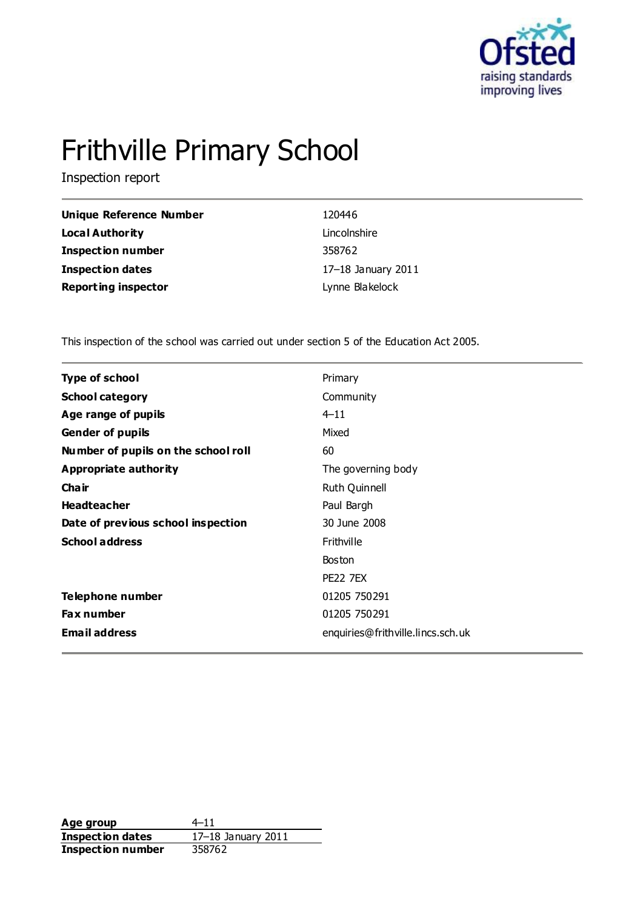# Frithville Primary School

Inspection report

| | |
|---|---|
| **Unique Reference Number** | 120446 |
| **Local Authority** | Lincolnshire |
| **Inspection number** | 358762 |
| **Inspection dates** | 17–18 January 2011 |
| **Reporting inspector** | Lynne Blakelock |

This inspection of the school was carried out under section 5 of the Education Act 2005.

| | |
|---|---|
| **Type of school** | Primary |
| **School category** | Community |
| **Age range of pupils** | 4–11 |
| **Gender of pupils** | Mixed |
| **Number of pupils on the school roll** | 60 |
| **Appropriate authority** | The governing body |
| **Chair** | Ruth Quinnell |
| **Headteacher** | Paul Bargh |
| **Date of previous school inspection** | 30 June 2008 |
| **School address** | Frithville<br>Boston<br>PE22 7EX |
| **Telephone number** | 01205 750291 |
| **Fax number** | 01205 750291 |
| **Email address** | enquiries@frithville.lincs.sch.uk |

| | |
|---|---|
| **Age group** | 4–11 |
| **Inspection dates** | 17–18 January 2011 |
| **Inspection number** | 358762 |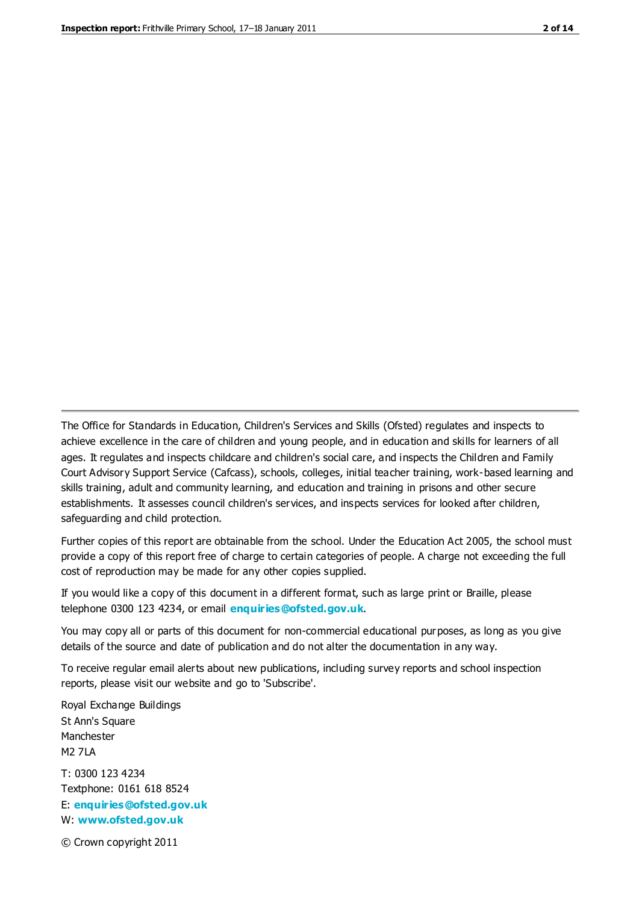The Office for Standards in Education, Children's Services and Skills (Ofsted) regulates and inspects to achieve excellence in the care of children and young people, and in education and skills for learners of all ages. It regulates and inspects childcare and children's social care, and inspects the Children and Family Court Advisory Support Service (Cafcass), schools, colleges, initial teacher training, work-based learning and skills training, adult and community learning, and education and training in prisons and other secure establishments. It assesses council children's services, and inspects services for looked after children, safeguarding and child protection.

Further copies of this report are obtainable from the school. Under the Education Act 2005, the school must provide a copy of this report free of charge to certain categories of people. A charge not exceeding the full cost of reproduction may be made for any other copies supplied.

If you would like a copy of this document in a different format, such as large print or Braille, please telephone 0300 123 4234, or email **enquiries@ofsted.gov.uk**.

You may copy all or parts of this document for non-commercial educational purposes, as long as you give details of the source and date of publication and do not alter the documentation in any way.

To receive regular email alerts about new publications, including survey reports and school inspection reports, please visit our website and go to 'Subscribe'.

Royal Exchange Buildings
St Ann's Square
Manchester
M2 7LA

T: 0300 123 4234
Textphone: 0161 618 8524
E: **enquiries@ofsted.gov.uk**
W: **www.ofsted.gov.uk**

© Crown copyright 2011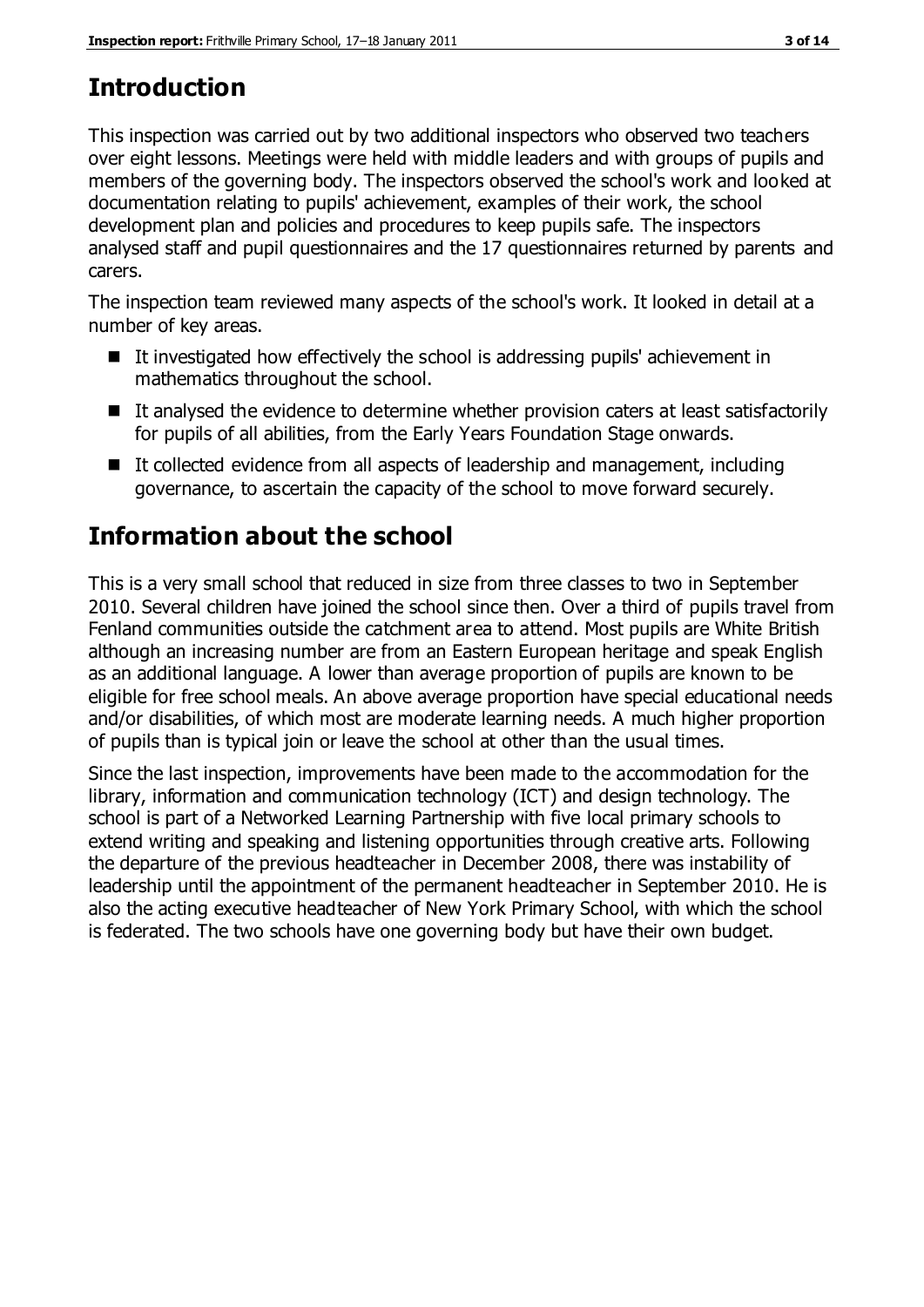## Introduction

This inspection was carried out by two additional inspectors who observed two teachers over eight lessons. Meetings were held with middle leaders and with groups of pupils and members of the governing body. The inspectors observed the school's work and looked at documentation relating to pupils' achievement, examples of their work, the school development plan and policies and procedures to keep pupils safe. The inspectors analysed staff and pupil questionnaires and the 17 questionnaires returned by parents and carers.

The inspection team reviewed many aspects of the school's work. It looked in detail at a number of key areas.

- It investigated how effectively the school is addressing pupils' achievement in mathematics throughout the school.
- It analysed the evidence to determine whether provision caters at least satisfactorily for pupils of all abilities, from the Early Years Foundation Stage onwards.
- It collected evidence from all aspects of leadership and management, including governance, to ascertain the capacity of the school to move forward securely.

## Information about the school

This is a very small school that reduced in size from three classes to two in September 2010. Several children have joined the school since then. Over a third of pupils travel from Fenland communities outside the catchment area to attend. Most pupils are White British although an increasing number are from an Eastern European heritage and speak English as an additional language. A lower than average proportion of pupils are known to be eligible for free school meals. An above average proportion have special educational needs and/or disabilities, of which most are moderate learning needs. A much higher proportion of pupils than is typical join or leave the school at other than the usual times.

Since the last inspection, improvements have been made to the accommodation for the library, information and communication technology (ICT) and design technology. The school is part of a Networked Learning Partnership with five local primary schools to extend writing and speaking and listening opportunities through creative arts. Following the departure of the previous headteacher in December 2008, there was instability of leadership until the appointment of the permanent headteacher in September 2010. He is also the acting executive headteacher of New York Primary School, with which the school is federated. The two schools have one governing body but have their own budget.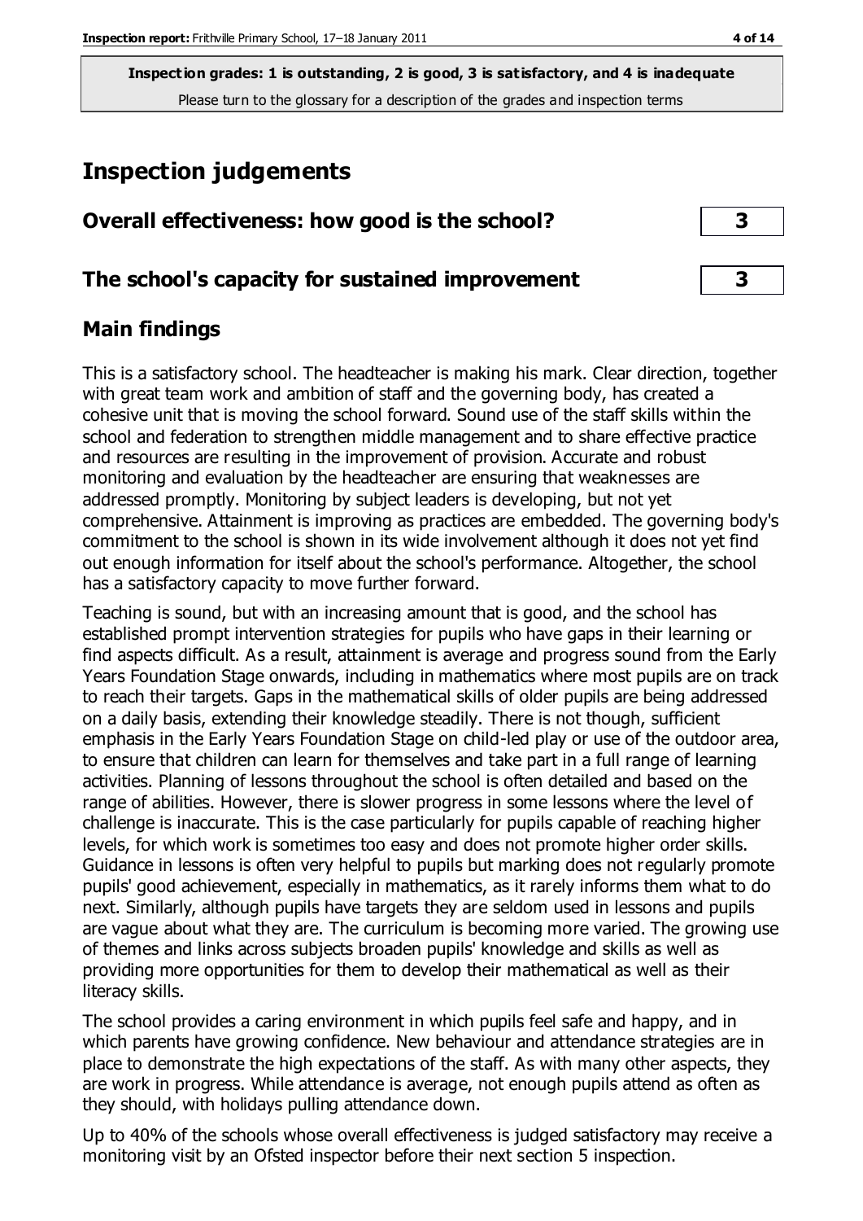**Inspection grades: 1 is outstanding, 2 is good, 3 is satisfactory, and 4 is inadequate**
Please turn to the glossary for a description of the grades and inspection terms

# Inspection judgements

| | |
|---|---|
| **Overall effectiveness: how good is the school?** | **3** |
| **The school's capacity for sustained improvement** | **3** |

## Main findings

This is a satisfactory school. The headteacher is making his mark. Clear direction, together with great team work and ambition of staff and the governing body, has created a cohesive unit that is moving the school forward. Sound use of the staff skills within the school and federation to strengthen middle management and to share effective practice and resources are resulting in the improvement of provision. Accurate and robust monitoring and evaluation by the headteacher are ensuring that weaknesses are addressed promptly. Monitoring by subject leaders is developing, but not yet comprehensive. Attainment is improving as practices are embedded. The governing body's commitment to the school is shown in its wide involvement although it does not yet find out enough information for itself about the school's performance. Altogether, the school has a satisfactory capacity to move further forward.

Teaching is sound, but with an increasing amount that is good, and the school has established prompt intervention strategies for pupils who have gaps in their learning or find aspects difficult. As a result, attainment is average and progress sound from the Early Years Foundation Stage onwards, including in mathematics where most pupils are on track to reach their targets. Gaps in the mathematical skills of older pupils are being addressed on a daily basis, extending their knowledge steadily. There is not though, sufficient emphasis in the Early Years Foundation Stage on child-led play or use of the outdoor area, to ensure that children can learn for themselves and take part in a full range of learning activities. Planning of lessons throughout the school is often detailed and based on the range of abilities. However, there is slower progress in some lessons where the level of challenge is inaccurate. This is the case particularly for pupils capable of reaching higher levels, for which work is sometimes too easy and does not promote higher order skills. Guidance in lessons is often very helpful to pupils but marking does not regularly promote pupils' good achievement, especially in mathematics, as it rarely informs them what to do next. Similarly, although pupils have targets they are seldom used in lessons and pupils are vague about what they are. The curriculum is becoming more varied. The growing use of themes and links across subjects broaden pupils' knowledge and skills as well as providing more opportunities for them to develop their mathematical as well as their literacy skills.

The school provides a caring environment in which pupils feel safe and happy, and in which parents have growing confidence. New behaviour and attendance strategies are in place to demonstrate the high expectations of the staff. As with many other aspects, they are work in progress. While attendance is average, not enough pupils attend as often as they should, with holidays pulling attendance down.

Up to 40% of the schools whose overall effectiveness is judged satisfactory may receive a monitoring visit by an Ofsted inspector before their next section 5 inspection.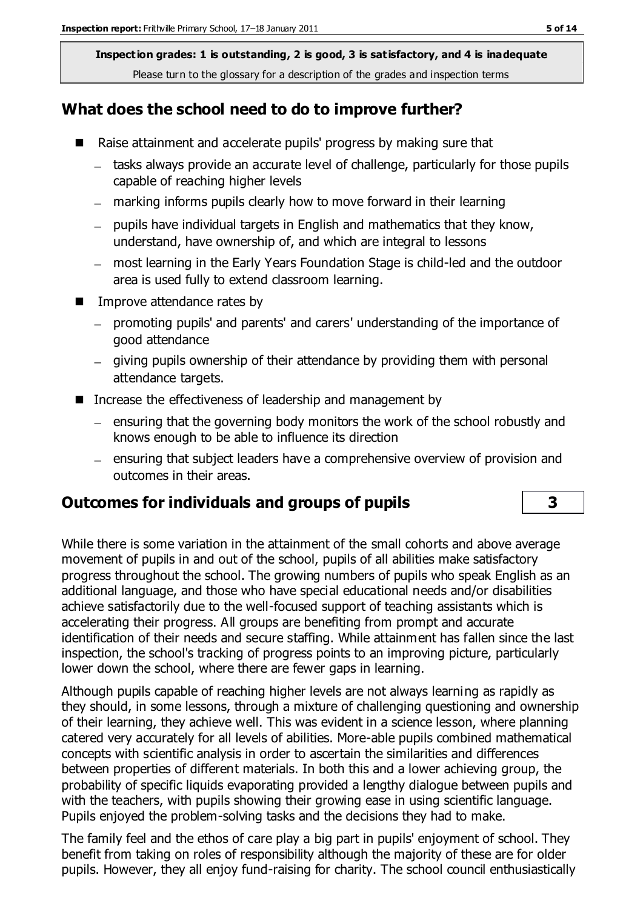**Inspection grades: 1 is outstanding, 2 is good, 3 is satisfactory, and 4 is inadequate**
Please turn to the glossary for a description of the grades and inspection terms

## What does the school need to do to improve further?

- Raise attainment and accelerate pupils' progress by making sure that
  - tasks always provide an accurate level of challenge, particularly for those pupils capable of reaching higher levels
  - marking informs pupils clearly how to move forward in their learning
  - pupils have individual targets in English and mathematics that they know, understand, have ownership of, and which are integral to lessons
  - most learning in the Early Years Foundation Stage is child-led and the outdoor area is used fully to extend classroom learning.
- Improve attendance rates by
  - promoting pupils' and parents' and carers' understanding of the importance of good attendance
  - giving pupils ownership of their attendance by providing them with personal attendance targets.
- Increase the effectiveness of leadership and management by
  - ensuring that the governing body monitors the work of the school robustly and knows enough to be able to influence its direction
  - ensuring that subject leaders have a comprehensive overview of provision and outcomes in their areas.

## Outcomes for individuals and groups of pupils | 3

While there is some variation in the attainment of the small cohorts and above average movement of pupils in and out of the school, pupils of all abilities make satisfactory progress throughout the school. The growing numbers of pupils who speak English as an additional language, and those who have special educational needs and/or disabilities achieve satisfactorily due to the well-focused support of teaching assistants which is accelerating their progress. All groups are benefiting from prompt and accurate identification of their needs and secure staffing. While attainment has fallen since the last inspection, the school's tracking of progress points to an improving picture, particularly lower down the school, where there are fewer gaps in learning.

Although pupils capable of reaching higher levels are not always learning as rapidly as they should, in some lessons, through a mixture of challenging questioning and ownership of their learning, they achieve well. This was evident in a science lesson, where planning catered very accurately for all levels of abilities. More-able pupils combined mathematical concepts with scientific analysis in order to ascertain the similarities and differences between properties of different materials. In both this and a lower achieving group, the probability of specific liquids evaporating provided a lengthy dialogue between pupils and with the teachers, with pupils showing their growing ease in using scientific language. Pupils enjoyed the problem-solving tasks and the decisions they had to make.

The family feel and the ethos of care play a big part in pupils' enjoyment of school. They benefit from taking on roles of responsibility although the majority of these are for older pupils. However, they all enjoy fund-raising for charity. The school council enthusiastically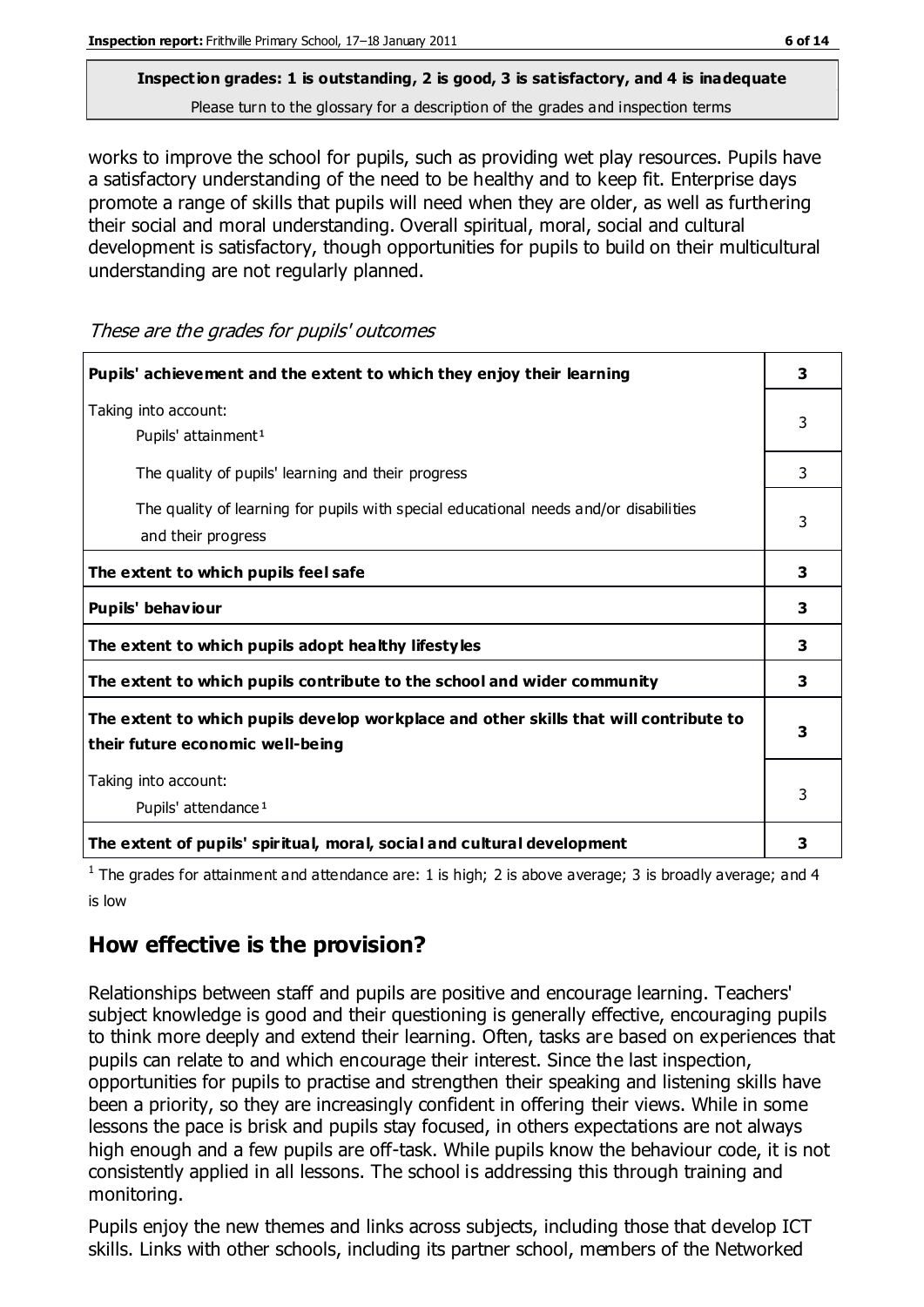**Inspection grades: 1 is outstanding, 2 is good, 3 is satisfactory, and 4 is inadequate**
Please turn to the glossary for a description of the grades and inspection terms

works to improve the school for pupils, such as providing wet play resources. Pupils have a satisfactory understanding of the need to be healthy and to keep fit. Enterprise days promote a range of skills that pupils will need when they are older, as well as furthering their social and moral understanding. Overall spiritual, moral, social and cultural development is satisfactory, though opportunities for pupils to build on their multicultural understanding are not regularly planned.

*These are the grades for pupils' outcomes*

| | |
|---|---|
| **Pupils' achievement and the extent to which they enjoy their learning** | **3** |
| Taking into account:<br>Pupils' attainment[1] | 3 |
| The quality of pupils' learning and their progress | 3 |
| The quality of learning for pupils with special educational needs and/or disabilities and their progress | 3 |
| **The extent to which pupils feel safe** | **3** |
| **Pupils' behaviour** | **3** |
| **The extent to which pupils adopt healthy lifestyles** | **3** |
| **The extent to which pupils contribute to the school and wider community** | **3** |
| **The extent to which pupils develop workplace and other skills that will contribute to their future economic well-being** | **3** |
| Taking into account:<br>Pupils' attendance[1] | 3 |
| **The extent of pupils' spiritual, moral, social and cultural development** | **3** |

[1] The grades for attainment and attendance are: 1 is high; 2 is above average; 3 is broadly average; and 4 is low

## How effective is the provision?

Relationships between staff and pupils are positive and encourage learning. Teachers' subject knowledge is good and their questioning is generally effective, encouraging pupils to think more deeply and extend their learning. Often, tasks are based on experiences that pupils can relate to and which encourage their interest. Since the last inspection, opportunities for pupils to practise and strengthen their speaking and listening skills have been a priority, so they are increasingly confident in offering their views. While in some lessons the pace is brisk and pupils stay focused, in others expectations are not always high enough and a few pupils are off-task. While pupils know the behaviour code, it is not consistently applied in all lessons. The school is addressing this through training and monitoring.

Pupils enjoy the new themes and links across subjects, including those that develop ICT skills. Links with other schools, including its partner school, members of the Networked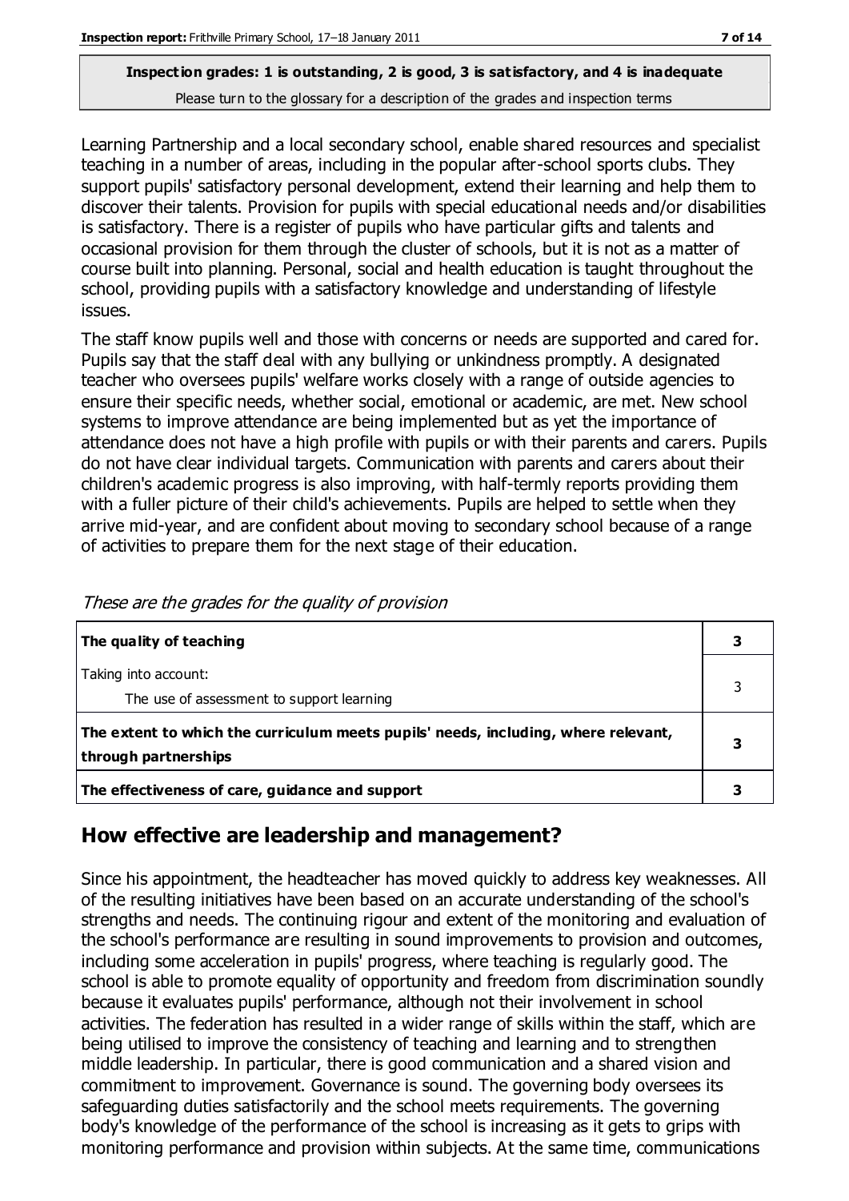**Inspection grades: 1 is outstanding, 2 is good, 3 is satisfactory, and 4 is inadequate**
Please turn to the glossary for a description of the grades and inspection terms

Learning Partnership and a local secondary school, enable shared resources and specialist teaching in a number of areas, including in the popular after-school sports clubs. They support pupils' satisfactory personal development, extend their learning and help them to discover their talents. Provision for pupils with special educational needs and/or disabilities is satisfactory. There is a register of pupils who have particular gifts and talents and occasional provision for them through the cluster of schools, but it is not as a matter of course built into planning. Personal, social and health education is taught throughout the school, providing pupils with a satisfactory knowledge and understanding of lifestyle issues.

The staff know pupils well and those with concerns or needs are supported and cared for. Pupils say that the staff deal with any bullying or unkindness promptly. A designated teacher who oversees pupils' welfare works closely with a range of outside agencies to ensure their specific needs, whether social, emotional or academic, are met. New school systems to improve attendance are being implemented but as yet the importance of attendance does not have a high profile with pupils or with their parents and carers. Pupils do not have clear individual targets. Communication with parents and carers about their children's academic progress is also improving, with half-termly reports providing them with a fuller picture of their child's achievements. Pupils are helped to settle when they arrive mid-year, and are confident about moving to secondary school because of a range of activities to prepare them for the next stage of their education.

*These are the grades for the quality of provision*

| | |
|---|---|
| **The quality of teaching** | **3** |
| Taking into account: The use of assessment to support learning | 3 |
| **The extent to which the curriculum meets pupils' needs, including, where relevant, through partnerships** | **3** |
| **The effectiveness of care, guidance and support** | **3** |

## How effective are leadership and management?

Since his appointment, the headteacher has moved quickly to address key weaknesses. All of the resulting initiatives have been based on an accurate understanding of the school's strengths and needs. The continuing rigour and extent of the monitoring and evaluation of the school's performance are resulting in sound improvements to provision and outcomes, including some acceleration in pupils' progress, where teaching is regularly good. The school is able to promote equality of opportunity and freedom from discrimination soundly because it evaluates pupils' performance, although not their involvement in school activities. The federation has resulted in a wider range of skills within the staff, which are being utilised to improve the consistency of teaching and learning and to strengthen middle leadership. In particular, there is good communication and a shared vision and commitment to improvement. Governance is sound. The governing body oversees its safeguarding duties satisfactorily and the school meets requirements. The governing body's knowledge of the performance of the school is increasing as it gets to grips with monitoring performance and provision within subjects. At the same time, communications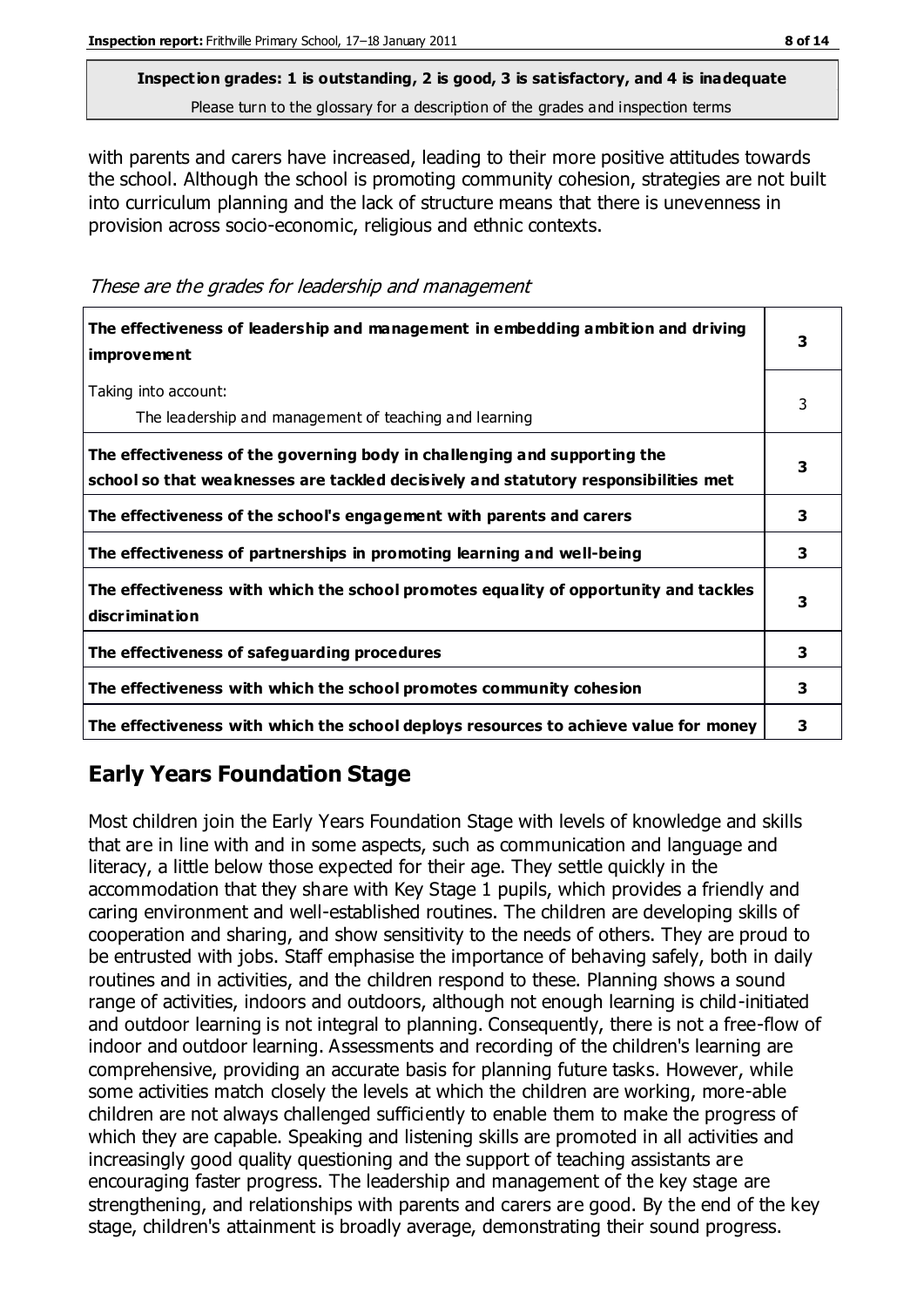with parents and carers have increased, leading to their more positive attitudes towards the school. Although the school is promoting community cohesion, strategies are not built into curriculum planning and the lack of structure means that there is unevenness in provision across socio-economic, religious and ethnic contexts.

*These are the grades for leadership and management*

| | |
|---|---|
| **The effectiveness of leadership and management in embedding ambition and driving improvement** | **3** |
| Taking into account: The leadership and management of teaching and learning | 3 |
| **The effectiveness of the governing body in challenging and supporting the school so that weaknesses are tackled decisively and statutory responsibilities met** | **3** |
| **The effectiveness of the school's engagement with parents and carers** | **3** |
| **The effectiveness of partnerships in promoting learning and well-being** | **3** |
| **The effectiveness with which the school promotes equality of opportunity and tackles discrimination** | **3** |
| **The effectiveness of safeguarding procedures** | **3** |
| **The effectiveness with which the school promotes community cohesion** | **3** |
| **The effectiveness with which the school deploys resources to achieve value for money** | **3** |

## Early Years Foundation Stage

Most children join the Early Years Foundation Stage with levels of knowledge and skills that are in line with and in some aspects, such as communication and language and literacy, a little below those expected for their age. They settle quickly in the accommodation that they share with Key Stage 1 pupils, which provides a friendly and caring environment and well-established routines. The children are developing skills of cooperation and sharing, and show sensitivity to the needs of others. They are proud to be entrusted with jobs. Staff emphasise the importance of behaving safely, both in daily routines and in activities, and the children respond to these. Planning shows a sound range of activities, indoors and outdoors, although not enough learning is child-initiated and outdoor learning is not integral to planning. Consequently, there is not a free-flow of indoor and outdoor learning. Assessments and recording of the children's learning are comprehensive, providing an accurate basis for planning future tasks. However, while some activities match closely the levels at which the children are working, more-able children are not always challenged sufficiently to enable them to make the progress of which they are capable. Speaking and listening skills are promoted in all activities and increasingly good quality questioning and the support of teaching assistants are encouraging faster progress. The leadership and management of the key stage are strengthening, and relationships with parents and carers are good. By the end of the key stage, children's attainment is broadly average, demonstrating their sound progress.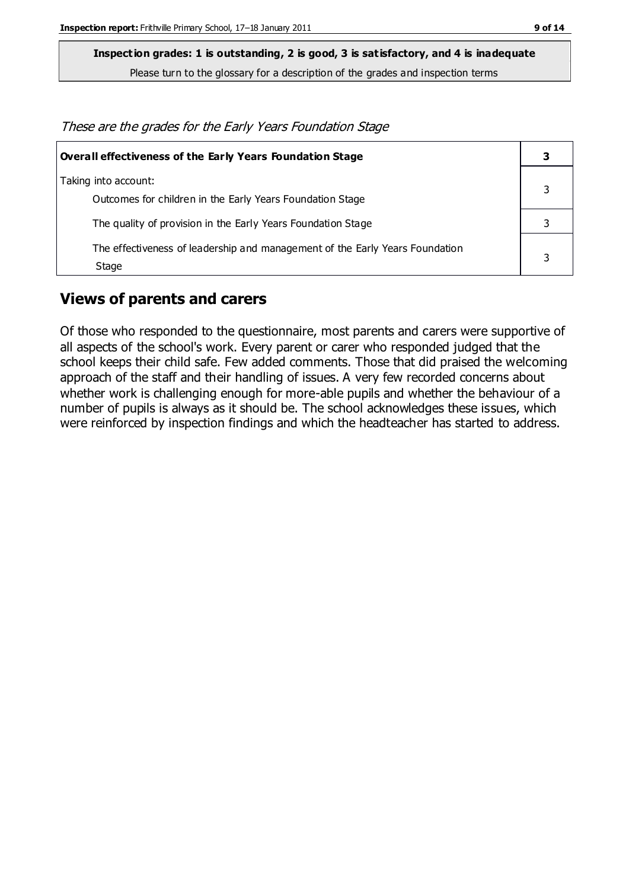**Inspection grades: 1 is outstanding, 2 is good, 3 is satisfactory, and 4 is inadequate**
Please turn to the glossary for a description of the grades and inspection terms

*These are the grades for the Early Years Foundation Stage*

| **Overall effectiveness of the Early Years Foundation Stage** | **3** |
|---|---|
| Taking into account:<br>Outcomes for children in the Early Years Foundation Stage | 3 |
| The quality of provision in the Early Years Foundation Stage | 3 |
| The effectiveness of leadership and management of the Early Years Foundation Stage | 3 |

## Views of parents and carers

Of those who responded to the questionnaire, most parents and carers were supportive of all aspects of the school's work. Every parent or carer who responded judged that the school keeps their child safe. Few added comments. Those that did praised the welcoming approach of the staff and their handling of issues. A very few recorded concerns about whether work is challenging enough for more-able pupils and whether the behaviour of a number of pupils is always as it should be. The school acknowledges these issues, which were reinforced by inspection findings and which the headteacher has started to address.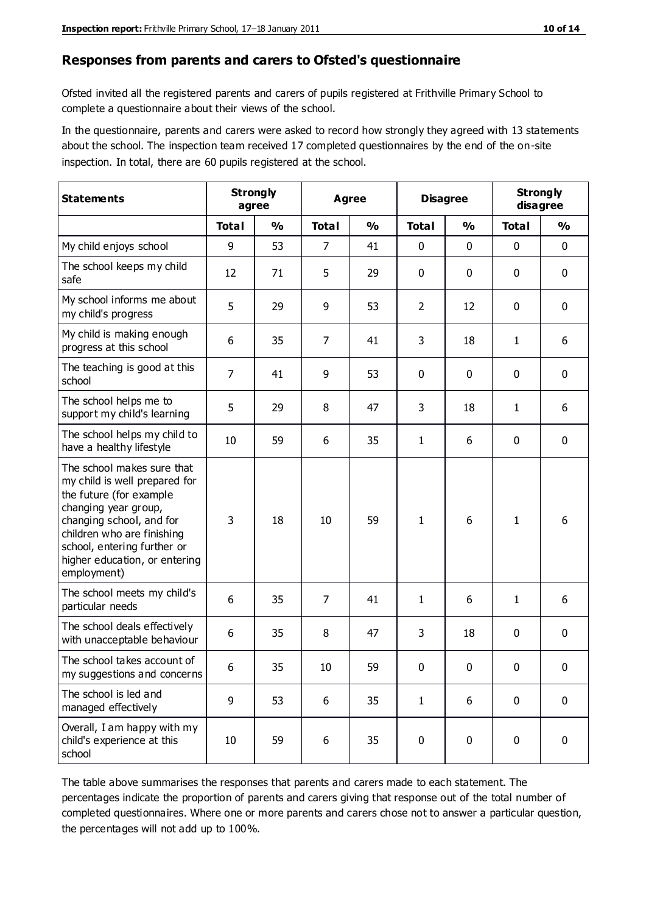## Responses from parents and carers to Ofsted's questionnaire

Ofsted invited all the registered parents and carers of pupils registered at Frithville Primary School to complete a questionnaire about their views of the school.

In the questionnaire, parents and carers were asked to record how strongly they agreed with 13 statements about the school. The inspection team received 17 completed questionnaires by the end of the on-site inspection. In total, there are 60 pupils registered at the school.

| Statements | Strongly agree | | Agree | | Disagree | | Strongly disagree | |
|---|---|---|---|---|---|---|---|---|
| | Total | % | Total | % | Total | % | Total | % |
| My child enjoys school | 9 | 53 | 7 | 41 | 0 | 0 | 0 | 0 |
| The school keeps my child safe | 12 | 71 | 5 | 29 | 0 | 0 | 0 | 0 |
| My school informs me about my child's progress | 5 | 29 | 9 | 53 | 2 | 12 | 0 | 0 |
| My child is making enough progress at this school | 6 | 35 | 7 | 41 | 3 | 18 | 1 | 6 |
| The teaching is good at this school | 7 | 41 | 9 | 53 | 0 | 0 | 0 | 0 |
| The school helps me to support my child's learning | 5 | 29 | 8 | 47 | 3 | 18 | 1 | 6 |
| The school helps my child to have a healthy lifestyle | 10 | 59 | 6 | 35 | 1 | 6 | 0 | 0 |
| The school makes sure that my child is well prepared for the future (for example changing year group, changing school, and for children who are finishing school, entering further or higher education, or entering employment) | 3 | 18 | 10 | 59 | 1 | 6 | 1 | 6 |
| The school meets my child's particular needs | 6 | 35 | 7 | 41 | 1 | 6 | 1 | 6 |
| The school deals effectively with unacceptable behaviour | 6 | 35 | 8 | 47 | 3 | 18 | 0 | 0 |
| The school takes account of my suggestions and concerns | 6 | 35 | 10 | 59 | 0 | 0 | 0 | 0 |
| The school is led and managed effectively | 9 | 53 | 6 | 35 | 1 | 6 | 0 | 0 |
| Overall, I am happy with my child's experience at this school | 10 | 59 | 6 | 35 | 0 | 0 | 0 | 0 |

The table above summarises the responses that parents and carers made to each statement. The percentages indicate the proportion of parents and carers giving that response out of the total number of completed questionnaires. Where one or more parents and carers chose not to answer a particular question, the percentages will not add up to 100%.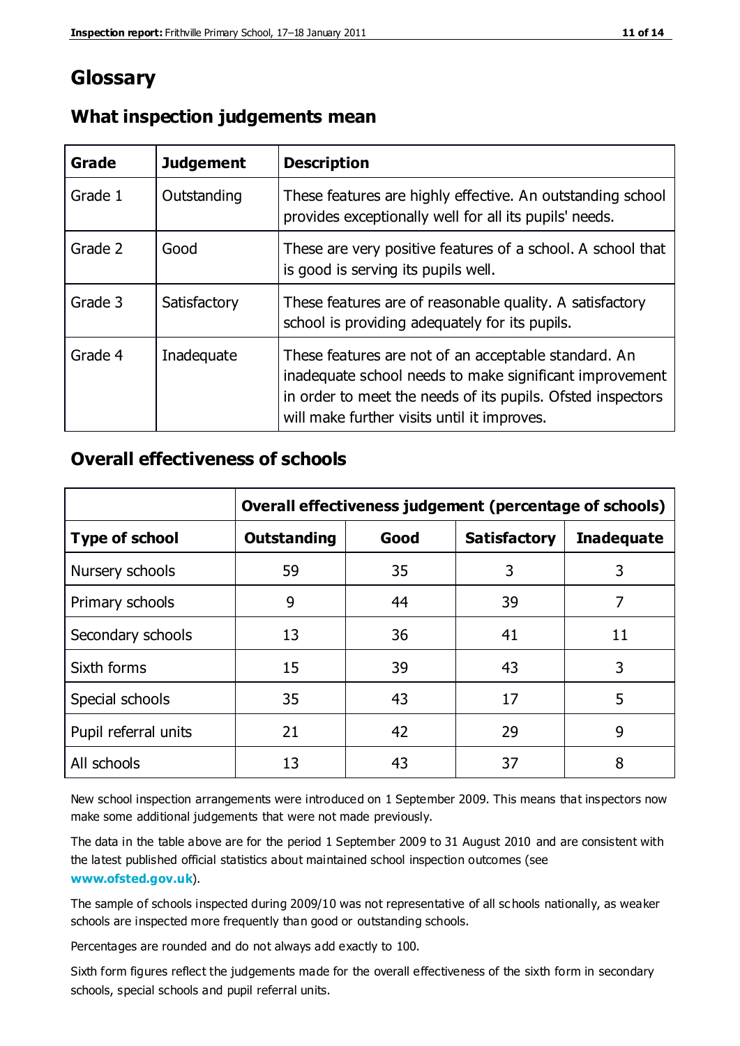# Glossary

## What inspection judgements mean

| Grade | Judgement | Description |
| --- | --- | --- |
| Grade 1 | Outstanding | These features are highly effective. An outstanding school provides exceptionally well for all its pupils' needs. |
| Grade 2 | Good | These are very positive features of a school. A school that is good is serving its pupils well. |
| Grade 3 | Satisfactory | These features are of reasonable quality. A satisfactory school is providing adequately for its pupils. |
| Grade 4 | Inadequate | These features are not of an acceptable standard. An inadequate school needs to make significant improvement in order to meet the needs of its pupils. Ofsted inspectors will make further visits until it improves. |

## Overall effectiveness of schools

| | Overall effectiveness judgement (percentage of schools) | | | |
| --- | --- | --- | --- | --- |
| **Type of school** | **Outstanding** | **Good** | **Satisfactory** | **Inadequate** |
| Nursery schools | 59 | 35 | 3 | 3 |
| Primary schools | 9 | 44 | 39 | 7 |
| Secondary schools | 13 | 36 | 41 | 11 |
| Sixth forms | 15 | 39 | 43 | 3 |
| Special schools | 35 | 43 | 17 | 5 |
| Pupil referral units | 21 | 42 | 29 | 9 |
| All schools | 13 | 43 | 37 | 8 |

New school inspection arrangements were introduced on 1 September 2009. This means that inspectors now make some additional judgements that were not made previously.

The data in the table above are for the period 1 September 2009 to 31 August 2010 and are consistent with the latest published official statistics about maintained school inspection outcomes (see **www.ofsted.gov.uk**).

The sample of schools inspected during 2009/10 was not representative of all schools nationally, as weaker schools are inspected more frequently than good or outstanding schools.

Percentages are rounded and do not always add exactly to 100.

Sixth form figures reflect the judgements made for the overall effectiveness of the sixth form in secondary schools, special schools and pupil referral units.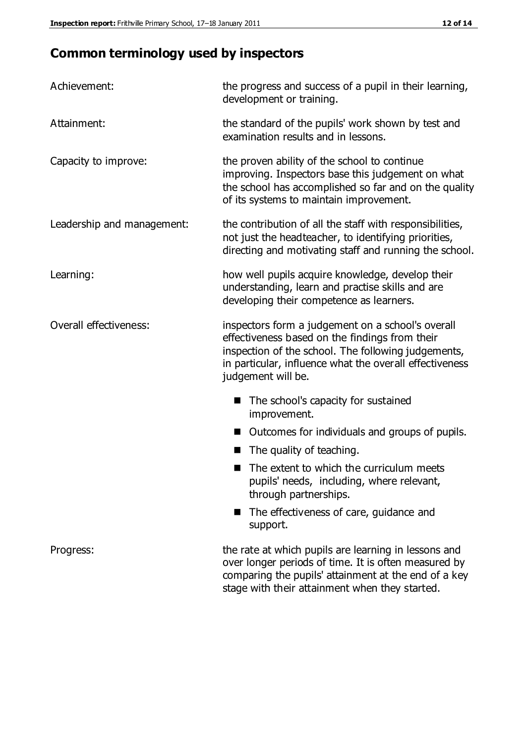## Common terminology used by inspectors

| | |
|---|---|
| Achievement: | the progress and success of a pupil in their learning, development or training. |
| Attainment: | the standard of the pupils' work shown by test and examination results and in lessons. |
| Capacity to improve: | the proven ability of the school to continue improving. Inspectors base this judgement on what the school has accomplished so far and on the quality of its systems to maintain improvement. |
| Leadership and management: | the contribution of all the staff with responsibilities, not just the headteacher, to identifying priorities, directing and motivating staff and running the school. |
| Learning: | how well pupils acquire knowledge, develop their understanding, learn and practise skills and are developing their competence as learners. |
| Overall effectiveness: | inspectors form a judgement on a school's overall effectiveness based on the findings from their inspection of the school. The following judgements, in particular, influence what the overall effectiveness judgement will be. |

- The school's capacity for sustained improvement.
- Outcomes for individuals and groups of pupils.
- The quality of teaching.
- The extent to which the curriculum meets pupils' needs, including, where relevant, through partnerships.
- The effectiveness of care, guidance and support.

| | |
|---|---|
| Progress: | the rate at which pupils are learning in lessons and over longer periods of time. It is often measured by comparing the pupils' attainment at the end of a key stage with their attainment when they started. |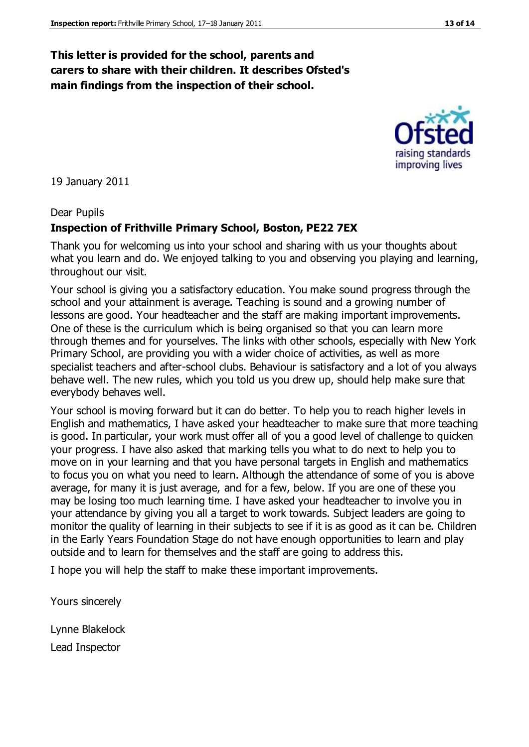**This letter is provided for the school, parents and carers to share with their children. It describes Ofsted's main findings from the inspection of their school.**

19 January 2011

Dear Pupils

**Inspection of Frithville Primary School, Boston, PE22 7EX**

Thank you for welcoming us into your school and sharing with us your thoughts about what you learn and do. We enjoyed talking to you and observing you playing and learning, throughout our visit.

Your school is giving you a satisfactory education. You make sound progress through the school and your attainment is average. Teaching is sound and a growing number of lessons are good. Your headteacher and the staff are making important improvements. One of these is the curriculum which is being organised so that you can learn more through themes and for yourselves. The links with other schools, especially with New York Primary School, are providing you with a wider choice of activities, as well as more specialist teachers and after-school clubs. Behaviour is satisfactory and a lot of you always behave well. The new rules, which you told us you drew up, should help make sure that everybody behaves well.

Your school is moving forward but it can do better. To help you to reach higher levels in English and mathematics, I have asked your headteacher to make sure that more teaching is good. In particular, your work must offer all of you a good level of challenge to quicken your progress. I have also asked that marking tells you what to do next to help you to move on in your learning and that you have personal targets in English and mathematics to focus you on what you need to learn. Although the attendance of some of you is above average, for many it is just average, and for a few, below. If you are one of these you may be losing too much learning time. I have asked your headteacher to involve you in your attendance by giving you all a target to work towards. Subject leaders are going to monitor the quality of learning in their subjects to see if it is as good as it can be. Children in the Early Years Foundation Stage do not have enough opportunities to learn and play outside and to learn for themselves and the staff are going to address this.

I hope you will help the staff to make these important improvements.

Yours sincerely

Lynne Blakelock

Lead Inspector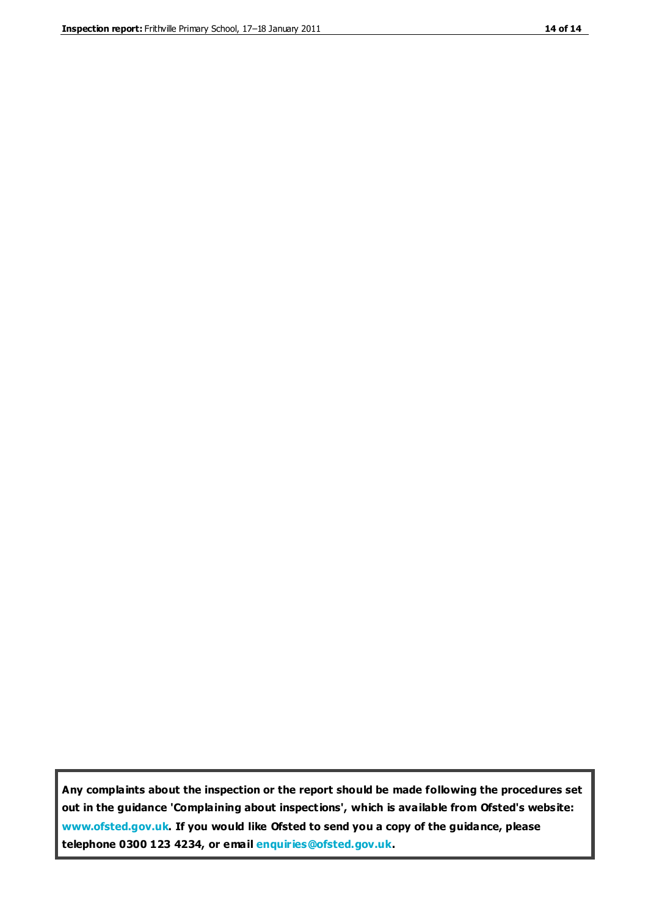**Any complaints about the inspection or the report should be made following the procedures set out in the guidance 'Complaining about inspections', which is available from Ofsted's website: www.ofsted.gov.uk. If you would like Ofsted to send you a copy of the guidance, please telephone 0300 123 4234, or email enquiries@ofsted.gov.uk.**